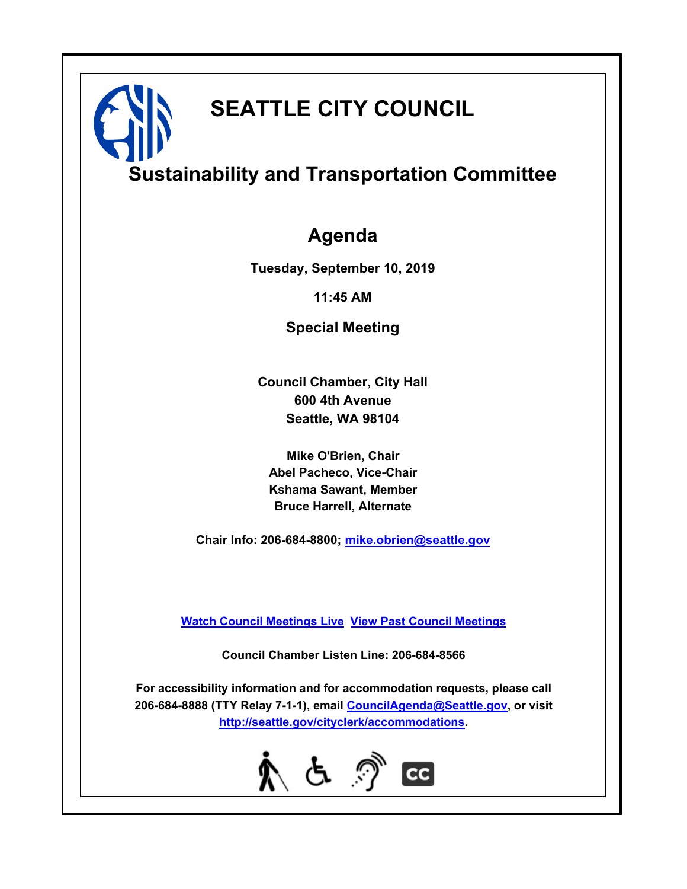# SEATTLE CITY COUNCIL

## Sustainability and Transportation Committee

## Agenda

**Tuesday, September 10, 2019**

**11:45 AM**

**Special Meeting**

**Council Chamber, City Hall**
**600 4th Avenue**
**Seattle, WA 98104**

**Mike O'Brien, Chair**
**Abel Pacheco, Vice-Chair**
**Kshama Sawant, Member**
**Bruce Harrell, Alternate**

**Chair Info: 206-684-8800; mike.obrien@seattle.gov**

**Watch Council Meetings Live  View Past Council Meetings**

**Council Chamber Listen Line: 206-684-8566**

**For accessibility information and for accommodation requests, please call 206-684-8888 (TTY Relay 7-1-1), email CouncilAgenda@Seattle.gov, or visit http://seattle.gov/cityclerk/accommodations.**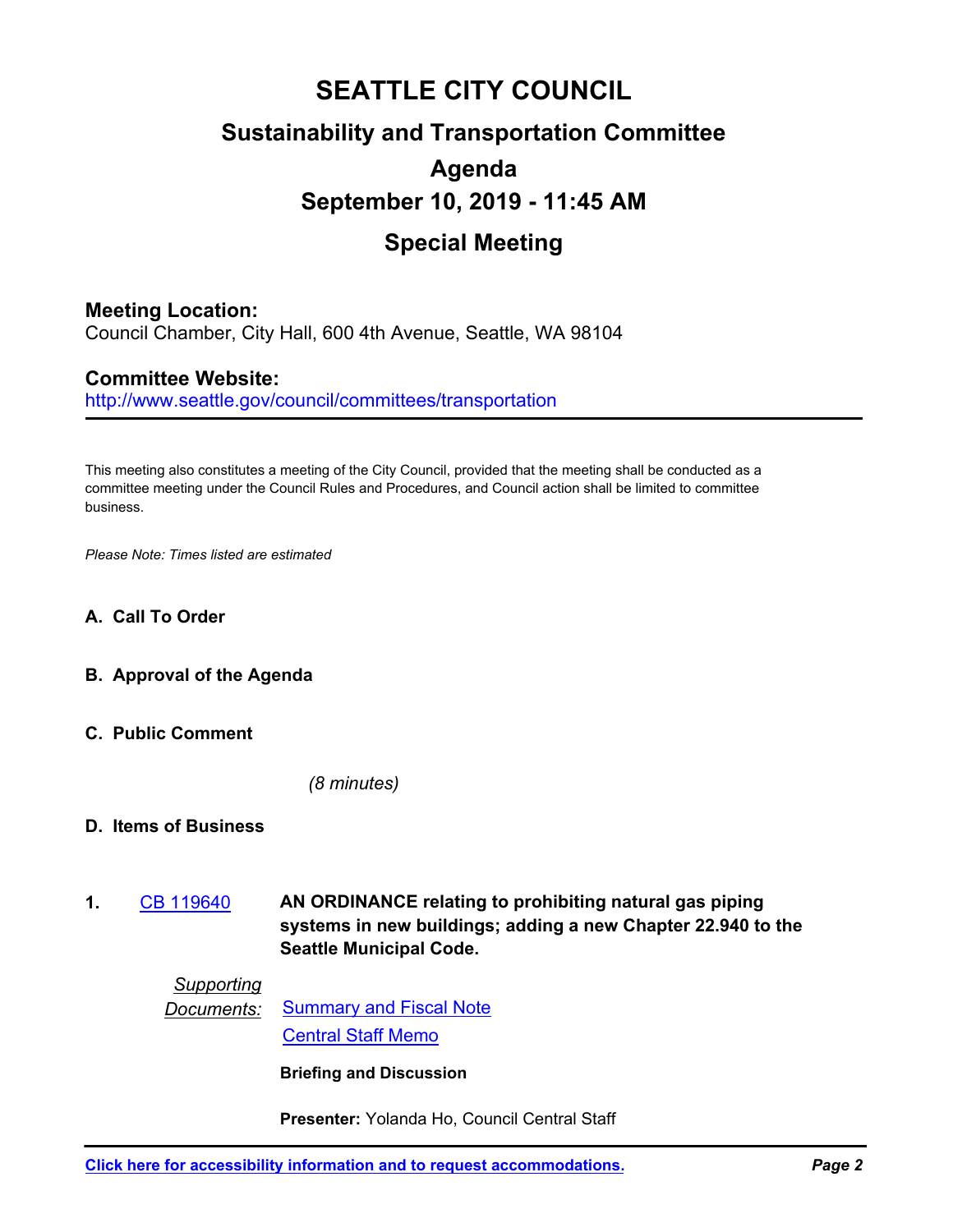# SEATTLE CITY COUNCIL

## Sustainability and Transportation Committee

## Agenda

## September 10, 2019 - 11:45 AM

## Special Meeting

**Meeting Location:**
Council Chamber, City Hall, 600 4th Avenue, Seattle, WA 98104

**Committee Website:**
http://www.seattle.gov/council/committees/transportation

---

This meeting also constitutes a meeting of the City Council, provided that the meeting shall be conducted as a committee meeting under the Council Rules and Procedures, and Council action shall be limited to committee business.

*Please Note: Times listed are estimated*

**A. Call To Order**

**B. Approval of the Agenda**

**C. Public Comment**

*(8 minutes)*

**D. Items of Business**

**1.** CB 119640 **AN ORDINANCE relating to prohibiting natural gas piping systems in new buildings; adding a new Chapter 22.940 to the Seattle Municipal Code.**

*Supporting Documents:* Summary and Fiscal Note
Central Staff Memo

**Briefing and Discussion**

**Presenter:** Yolanda Ho, Council Central Staff

Click here for accessibility information and to request accommodations.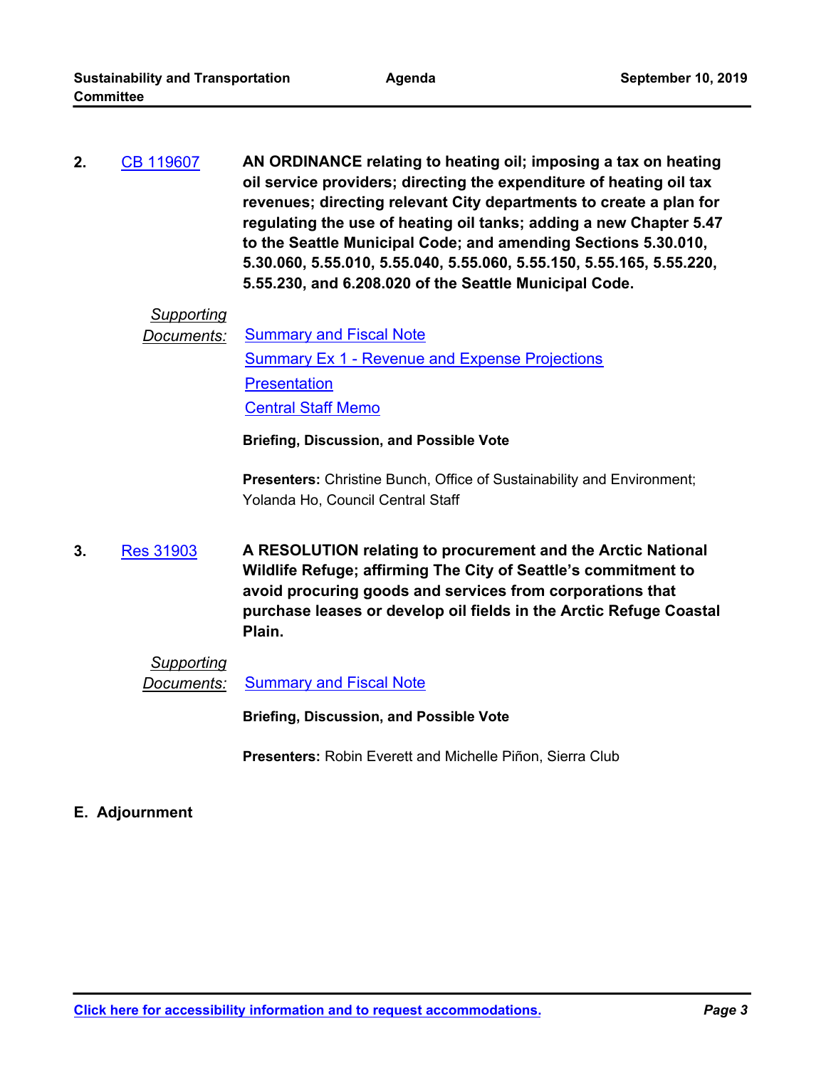2. CB 119607

**AN ORDINANCE relating to heating oil; imposing a tax on heating oil service providers; directing the expenditure of heating oil tax revenues; directing relevant City departments to create a plan for regulating the use of heating oil tanks; adding a new Chapter 5.47 to the Seattle Municipal Code; and amending Sections 5.30.010, 5.30.060, 5.55.010, 5.55.040, 5.55.060, 5.55.150, 5.55.165, 5.55.220, 5.55.230, and 6.208.020 of the Seattle Municipal Code.**

*Supporting Documents:*
- Summary and Fiscal Note
- Summary Ex 1 - Revenue and Expense Projections
- Presentation
- Central Staff Memo

**Briefing, Discussion, and Possible Vote**

**Presenters:** Christine Bunch, Office of Sustainability and Environment; Yolanda Ho, Council Central Staff

3. Res 31903

**A RESOLUTION relating to procurement and the Arctic National Wildlife Refuge; affirming The City of Seattle's commitment to avoid procuring goods and services from corporations that purchase leases or develop oil fields in the Arctic Refuge Coastal Plain.**

*Supporting Documents:*
- Summary and Fiscal Note

**Briefing, Discussion, and Possible Vote**

**Presenters:** Robin Everett and Michelle Piñon, Sierra Club

## E. Adjournment

Click here for accessibility information and to request accommodations.